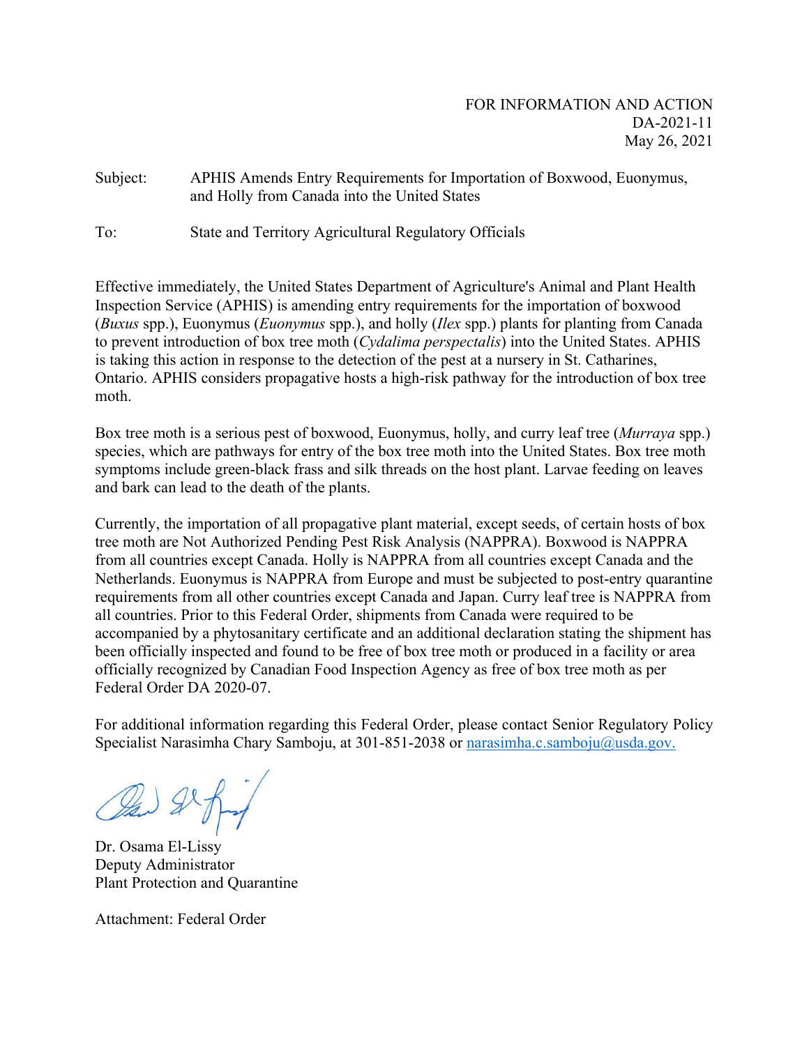FOR INFORMATION AND ACTION
DA-2021-11
May 26, 2021

Subject: APHIS Amends Entry Requirements for Importation of Boxwood, Euonymus, and Holly from Canada into the United States

To: State and Territory Agricultural Regulatory Officials

Effective immediately, the United States Department of Agriculture's Animal and Plant Health Inspection Service (APHIS) is amending entry requirements for the importation of boxwood (*Buxus* spp.), Euonymus (*Euonymus* spp.), and holly (*Ilex* spp.) plants for planting from Canada to prevent introduction of box tree moth (*Cydalima perspectalis*) into the United States. APHIS is taking this action in response to the detection of the pest at a nursery in St. Catharines, Ontario. APHIS considers propagative hosts a high-risk pathway for the introduction of box tree moth.

Box tree moth is a serious pest of boxwood, Euonymus, holly, and curry leaf tree (*Murraya* spp.) species, which are pathways for entry of the box tree moth into the United States. Box tree moth symptoms include green-black frass and silk threads on the host plant. Larvae feeding on leaves and bark can lead to the death of the plants.

Currently, the importation of all propagative plant material, except seeds, of certain hosts of box tree moth are Not Authorized Pending Pest Risk Analysis (NAPPRA). Boxwood is NAPPRA from all countries except Canada. Holly is NAPPRA from all countries except Canada and the Netherlands. Euonymus is NAPPRA from Europe and must be subjected to post-entry quarantine requirements from all other countries except Canada and Japan. Curry leaf tree is NAPPRA from all countries. Prior to this Federal Order, shipments from Canada were required to be accompanied by a phytosanitary certificate and an additional declaration stating the shipment has been officially inspected and found to be free of box tree moth or produced in a facility or area officially recognized by Canadian Food Inspection Agency as free of box tree moth as per Federal Order DA 2020-07.

For additional information regarding this Federal Order, please contact Senior Regulatory Policy Specialist Narasimha Chary Samboju, at 301-851-2038 or narasimha.c.samboju@usda.gov.

Dr. Osama El-Lissy
Deputy Administrator
Plant Protection and Quarantine

Attachment: Federal Order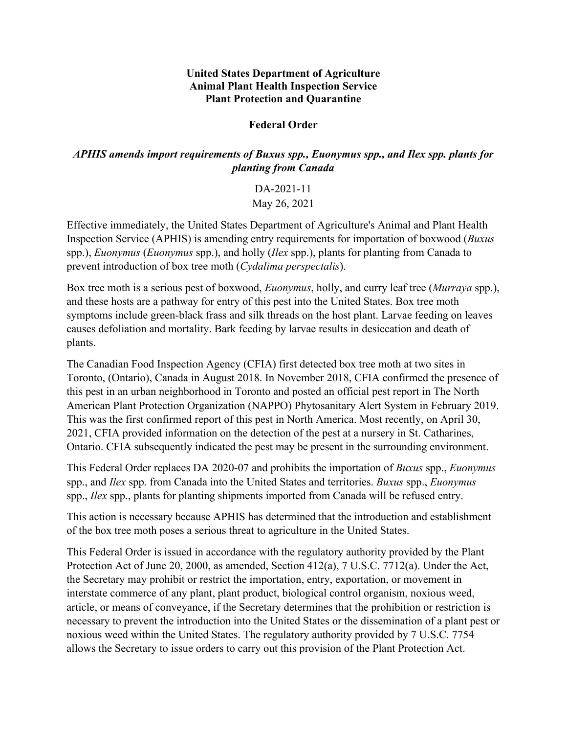**United States Department of Agriculture**
**Animal Plant Health Inspection Service**
**Plant Protection and Quarantine**

**Federal Order**

***APHIS amends import requirements of Buxus spp., Euonymus spp., and Ilex spp. plants for planting from Canada***

DA-2021-11
May 26, 2021

Effective immediately, the United States Department of Agriculture's Animal and Plant Health Inspection Service (APHIS) is amending entry requirements for importation of boxwood (*Buxus* spp.), *Euonymus* (*Euonymus* spp.), and holly (*Ilex* spp.), plants for planting from Canada to prevent introduction of box tree moth (*Cydalima perspectalis*).

Box tree moth is a serious pest of boxwood, *Euonymus*, holly, and curry leaf tree (*Murraya* spp.), and these hosts are a pathway for entry of this pest into the United States. Box tree moth symptoms include green-black frass and silk threads on the host plant. Larvae feeding on leaves causes defoliation and mortality. Bark feeding by larvae results in desiccation and death of plants.

The Canadian Food Inspection Agency (CFIA) first detected box tree moth at two sites in Toronto, (Ontario), Canada in August 2018. In November 2018, CFIA confirmed the presence of this pest in an urban neighborhood in Toronto and posted an official pest report in The North American Plant Protection Organization (NAPPO) Phytosanitary Alert System in February 2019. This was the first confirmed report of this pest in North America. Most recently, on April 30, 2021, CFIA provided information on the detection of the pest at a nursery in St. Catharines, Ontario. CFIA subsequently indicated the pest may be present in the surrounding environment.

This Federal Order replaces DA 2020-07 and prohibits the importation of *Buxus* spp., *Euonymus* spp., and *Ilex* spp. from Canada into the United States and territories. *Buxus* spp., *Euonymus* spp., *Ilex* spp., plants for planting shipments imported from Canada will be refused entry.

This action is necessary because APHIS has determined that the introduction and establishment of the box tree moth poses a serious threat to agriculture in the United States.

This Federal Order is issued in accordance with the regulatory authority provided by the Plant Protection Act of June 20, 2000, as amended, Section 412(a), 7 U.S.C. 7712(a). Under the Act, the Secretary may prohibit or restrict the importation, entry, exportation, or movement in interstate commerce of any plant, plant product, biological control organism, noxious weed, article, or means of conveyance, if the Secretary determines that the prohibition or restriction is necessary to prevent the introduction into the United States or the dissemination of a plant pest or noxious weed within the United States. The regulatory authority provided by 7 U.S.C. 7754 allows the Secretary to issue orders to carry out this provision of the Plant Protection Act.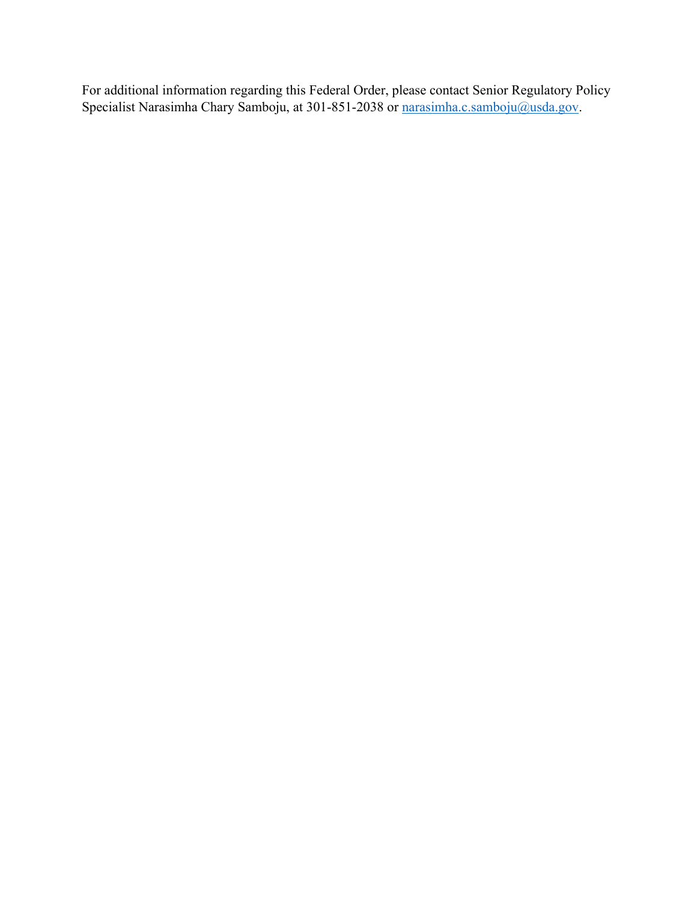For additional information regarding this Federal Order, please contact Senior Regulatory Policy Specialist Narasimha Chary Samboju, at 301-851-2038 or [narasimha.c.samboju@usda.gov](mailto:narasimha.c.samboju@usda.gov).